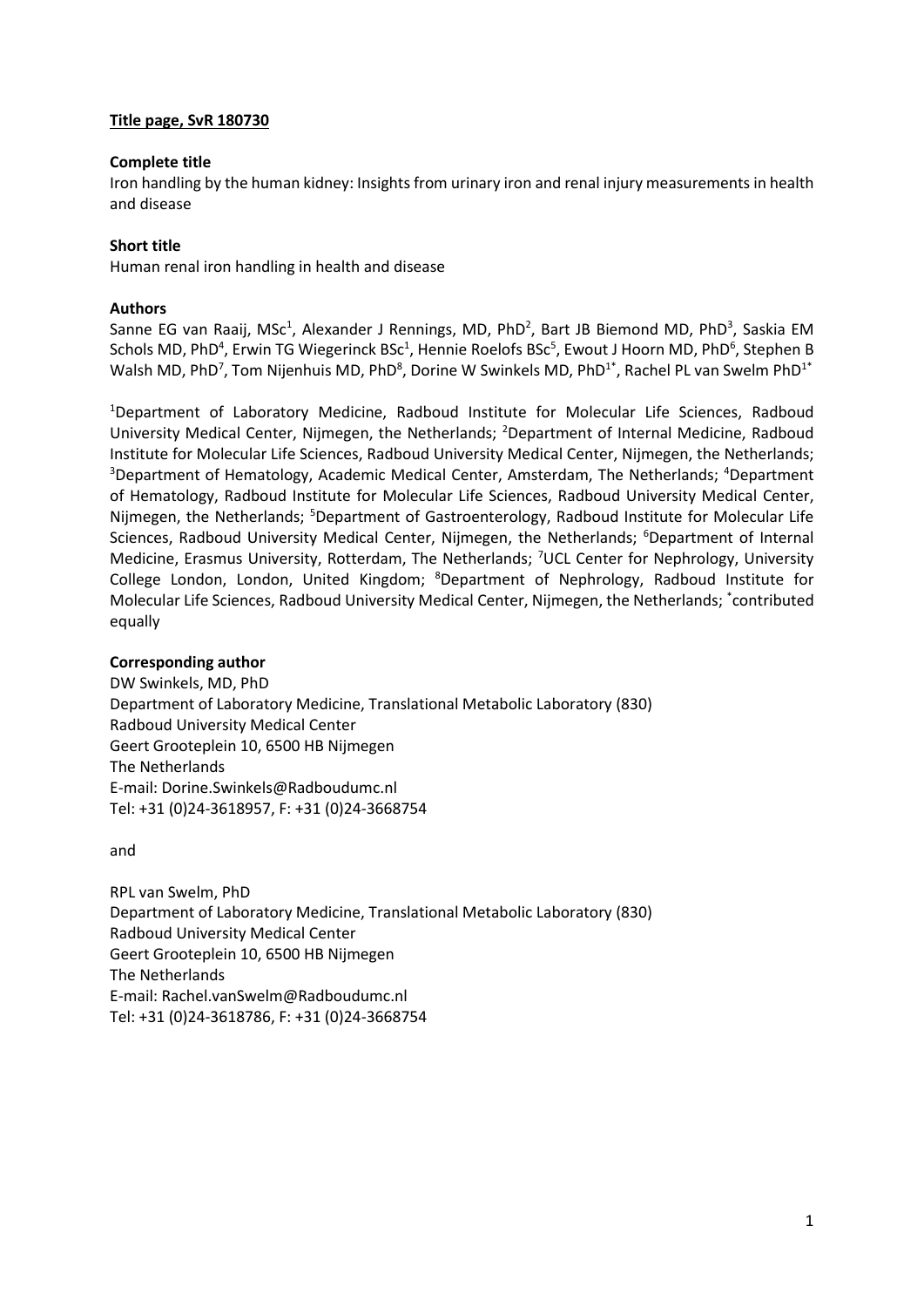**Title page, SvR 180730**

**Complete title**

Iron handling by the human kidney: Insights from urinary iron and renal injury measurements in health and disease

**Short title**

Human renal iron handling in health and disease

**Authors**

Sanne EG van Raaij, MSc[1], Alexander J Rennings, MD, PhD[2], Bart JB Biemond MD, PhD[3], Saskia EM Schols MD, PhD[4], Erwin TG Wiegerinck BSc[1], Hennie Roelofs BSc[5], Ewout J Hoorn MD, PhD[6], Stephen B Walsh MD, PhD[7], Tom Nijenhuis MD, PhD[8], Dorine W Swinkels MD, PhD[1*], Rachel PL van Swelm PhD[1*]

[1]Department of Laboratory Medicine, Radboud Institute for Molecular Life Sciences, Radboud University Medical Center, Nijmegen, the Netherlands; [2]Department of Internal Medicine, Radboud Institute for Molecular Life Sciences, Radboud University Medical Center, Nijmegen, the Netherlands; [3]Department of Hematology, Academic Medical Center, Amsterdam, The Netherlands; [4]Department of Hematology, Radboud Institute for Molecular Life Sciences, Radboud University Medical Center, Nijmegen, the Netherlands; [5]Department of Gastroenterology, Radboud Institute for Molecular Life Sciences, Radboud University Medical Center, Nijmegen, the Netherlands; [6]Department of Internal Medicine, Erasmus University, Rotterdam, The Netherlands; [7]UCL Center for Nephrology, University College London, London, United Kingdom; [8]Department of Nephrology, Radboud Institute for Molecular Life Sciences, Radboud University Medical Center, Nijmegen, the Netherlands; [*]contributed equally

**Corresponding author**

DW Swinkels, MD, PhD
Department of Laboratory Medicine, Translational Metabolic Laboratory (830)
Radboud University Medical Center
Geert Grooteplein 10, 6500 HB Nijmegen
The Netherlands
E-mail: Dorine.Swinkels@Radboudumc.nl
Tel: +31 (0)24-3618957, F: +31 (0)24-3668754

and

RPL van Swelm, PhD
Department of Laboratory Medicine, Translational Metabolic Laboratory (830)
Radboud University Medical Center
Geert Grooteplein 10, 6500 HB Nijmegen
The Netherlands
E-mail: Rachel.vanSwelm@Radboudumc.nl
Tel: +31 (0)24-3618786, F: +31 (0)24-3668754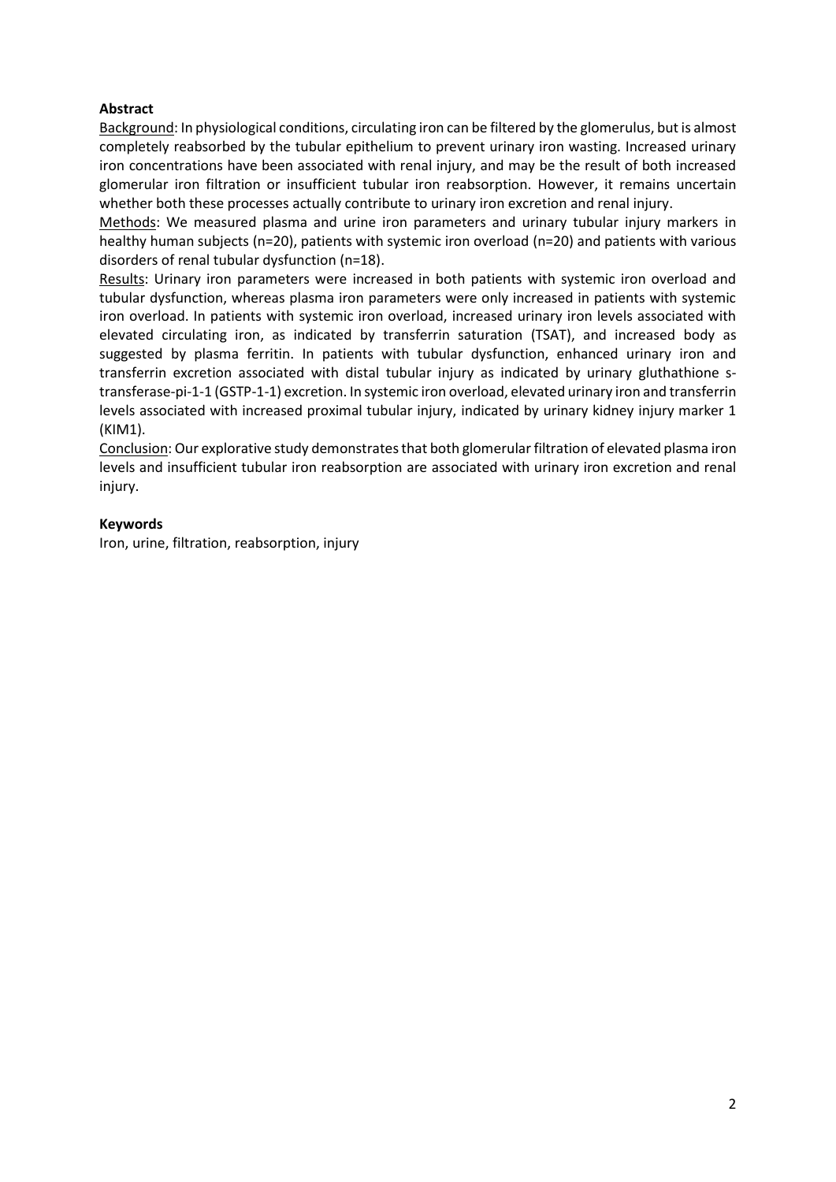**Abstract**

Background: In physiological conditions, circulating iron can be filtered by the glomerulus, but is almost completely reabsorbed by the tubular epithelium to prevent urinary iron wasting. Increased urinary iron concentrations have been associated with renal injury, and may be the result of both increased glomerular iron filtration or insufficient tubular iron reabsorption. However, it remains uncertain whether both these processes actually contribute to urinary iron excretion and renal injury.

Methods: We measured plasma and urine iron parameters and urinary tubular injury markers in healthy human subjects (n=20), patients with systemic iron overload (n=20) and patients with various disorders of renal tubular dysfunction (n=18).

Results: Urinary iron parameters were increased in both patients with systemic iron overload and tubular dysfunction, whereas plasma iron parameters were only increased in patients with systemic iron overload. In patients with systemic iron overload, increased urinary iron levels associated with elevated circulating iron, as indicated by transferrin saturation (TSAT), and increased body as suggested by plasma ferritin. In patients with tubular dysfunction, enhanced urinary iron and transferrin excretion associated with distal tubular injury as indicated by urinary gluthathione s-transferase-pi-1-1 (GSTP-1-1) excretion. In systemic iron overload, elevated urinary iron and transferrin levels associated with increased proximal tubular injury, indicated by urinary kidney injury marker 1 (KIM1).

Conclusion: Our explorative study demonstrates that both glomerular filtration of elevated plasma iron levels and insufficient tubular iron reabsorption are associated with urinary iron excretion and renal injury.

**Keywords**

Iron, urine, filtration, reabsorption, injury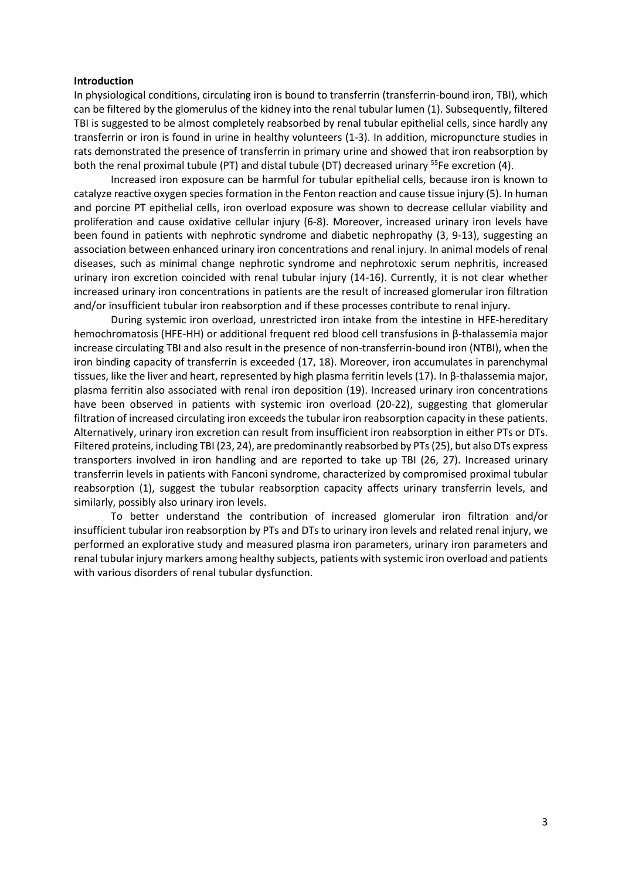## Introduction

In physiological conditions, circulating iron is bound to transferrin (transferrin-bound iron, TBI), which can be filtered by the glomerulus of the kidney into the renal tubular lumen (1). Subsequently, filtered TBI is suggested to be almost completely reabsorbed by renal tubular epithelial cells, since hardly any transferrin or iron is found in urine in healthy volunteers (1-3). In addition, micropuncture studies in rats demonstrated the presence of transferrin in primary urine and showed that iron reabsorption by both the renal proximal tubule (PT) and distal tubule (DT) decreased urinary $^{55}Fe$ excretion (4).

Increased iron exposure can be harmful for tubular epithelial cells, because iron is known to catalyze reactive oxygen species formation in the Fenton reaction and cause tissue injury (5). In human and porcine PT epithelial cells, iron overload exposure was shown to decrease cellular viability and proliferation and cause oxidative cellular injury (6-8). Moreover, increased urinary iron levels have been found in patients with nephrotic syndrome and diabetic nephropathy (3, 9-13), suggesting an association between enhanced urinary iron concentrations and renal injury. In animal models of renal diseases, such as minimal change nephrotic syndrome and nephrotoxic serum nephritis, increased urinary iron excretion coincided with renal tubular injury (14-16). Currently, it is not clear whether increased urinary iron concentrations in patients are the result of increased glomerular iron filtration and/or insufficient tubular iron reabsorption and if these processes contribute to renal injury.

During systemic iron overload, unrestricted iron intake from the intestine in HFE-hereditary hemochromatosis (HFE-HH) or additional frequent red blood cell transfusions in β-thalassemia major increase circulating TBI and also result in the presence of non-transferrin-bound iron (NTBI), when the iron binding capacity of transferrin is exceeded (17, 18). Moreover, iron accumulates in parenchymal tissues, like the liver and heart, represented by high plasma ferritin levels (17). In β-thalassemia major, plasma ferritin also associated with renal iron deposition (19). Increased urinary iron concentrations have been observed in patients with systemic iron overload (20-22), suggesting that glomerular filtration of increased circulating iron exceeds the tubular iron reabsorption capacity in these patients. Alternatively, urinary iron excretion can result from insufficient iron reabsorption in either PTs or DTs. Filtered proteins, including TBI (23, 24), are predominantly reabsorbed by PTs (25), but also DTs express transporters involved in iron handling and are reported to take up TBI (26, 27). Increased urinary transferrin levels in patients with Fanconi syndrome, characterized by compromised proximal tubular reabsorption (1), suggest the tubular reabsorption capacity affects urinary transferrin levels, and similarly, possibly also urinary iron levels.

To better understand the contribution of increased glomerular iron filtration and/or insufficient tubular iron reabsorption by PTs and DTs to urinary iron levels and related renal injury, we performed an explorative study and measured plasma iron parameters, urinary iron parameters and renal tubular injury markers among healthy subjects, patients with systemic iron overload and patients with various disorders of renal tubular dysfunction.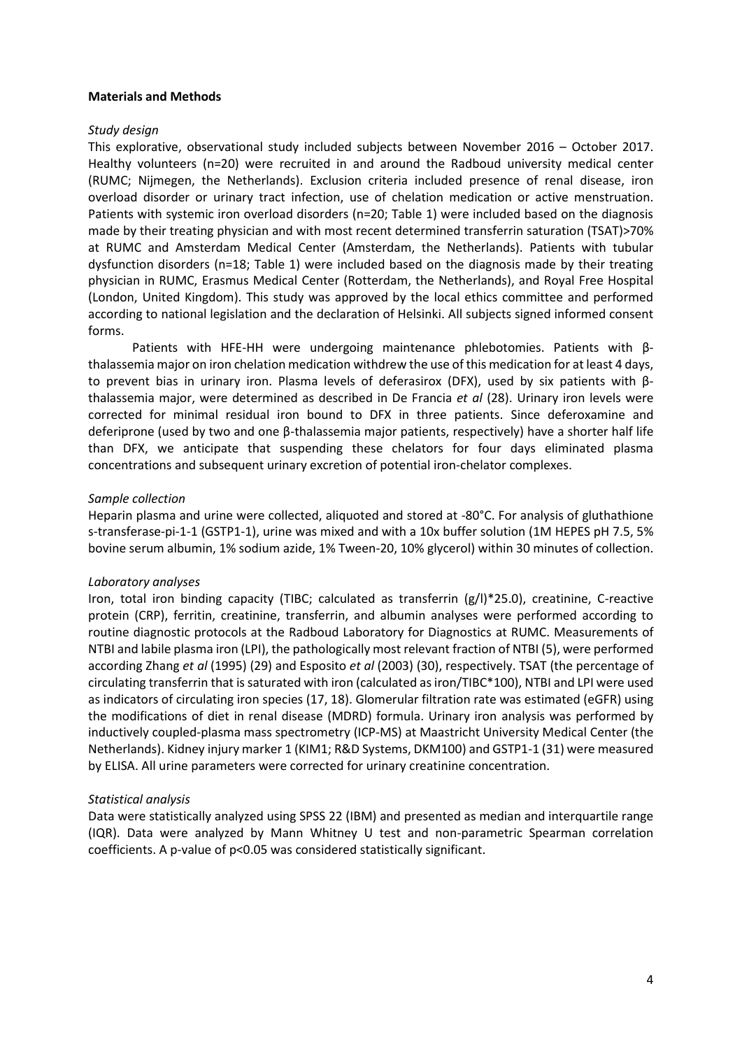**Materials and Methods**

*Study design*

This explorative, observational study included subjects between November 2016 – October 2017. Healthy volunteers (n=20) were recruited in and around the Radboud university medical center (RUMC; Nijmegen, the Netherlands). Exclusion criteria included presence of renal disease, iron overload disorder or urinary tract infection, use of chelation medication or active menstruation. Patients with systemic iron overload disorders (n=20; Table 1) were included based on the diagnosis made by their treating physician and with most recent determined transferrin saturation (TSAT)>70% at RUMC and Amsterdam Medical Center (Amsterdam, the Netherlands). Patients with tubular dysfunction disorders (n=18; Table 1) were included based on the diagnosis made by their treating physician in RUMC, Erasmus Medical Center (Rotterdam, the Netherlands), and Royal Free Hospital (London, United Kingdom). This study was approved by the local ethics committee and performed according to national legislation and the declaration of Helsinki. All subjects signed informed consent forms.

Patients with HFE-HH were undergoing maintenance phlebotomies. Patients with β-thalassemia major on iron chelation medication withdrew the use of this medication for at least 4 days, to prevent bias in urinary iron. Plasma levels of deferasirox (DFX), used by six patients with β-thalassemia major, were determined as described in De Francia *et al* (28). Urinary iron levels were corrected for minimal residual iron bound to DFX in three patients. Since deferoxamine and deferiprone (used by two and one β-thalassemia major patients, respectively) have a shorter half life than DFX, we anticipate that suspending these chelators for four days eliminated plasma concentrations and subsequent urinary excretion of potential iron-chelator complexes.

*Sample collection*

Heparin plasma and urine were collected, aliquoted and stored at -80°C. For analysis of gluthathione s-transferase-pi-1-1 (GSTP1-1), urine was mixed and with a 10x buffer solution (1M HEPES pH 7.5, 5% bovine serum albumin, 1% sodium azide, 1% Tween-20, 10% glycerol) within 30 minutes of collection.

*Laboratory analyses*

Iron, total iron binding capacity (TIBC; calculated as transferrin (g/l)*25.0), creatinine, C-reactive protein (CRP), ferritin, creatinine, transferrin, and albumin analyses were performed according to routine diagnostic protocols at the Radboud Laboratory for Diagnostics at RUMC. Measurements of NTBI and labile plasma iron (LPI), the pathologically most relevant fraction of NTBI (5), were performed according Zhang *et al* (1995) (29) and Esposito *et al* (2003) (30), respectively. TSAT (the percentage of circulating transferrin that is saturated with iron (calculated as iron/TIBC*100), NTBI and LPI were used as indicators of circulating iron species (17, 18). Glomerular filtration rate was estimated (eGFR) using the modifications of diet in renal disease (MDRD) formula. Urinary iron analysis was performed by inductively coupled-plasma mass spectrometry (ICP-MS) at Maastricht University Medical Center (the Netherlands). Kidney injury marker 1 (KIM1; R&D Systems, DKM100) and GSTP1-1 (31) were measured by ELISA. All urine parameters were corrected for urinary creatinine concentration.

*Statistical analysis*

Data were statistically analyzed using SPSS 22 (IBM) and presented as median and interquartile range (IQR). Data were analyzed by Mann Whitney U test and non-parametric Spearman correlation coefficients. A p-value of $p<0.05$ was considered statistically significant.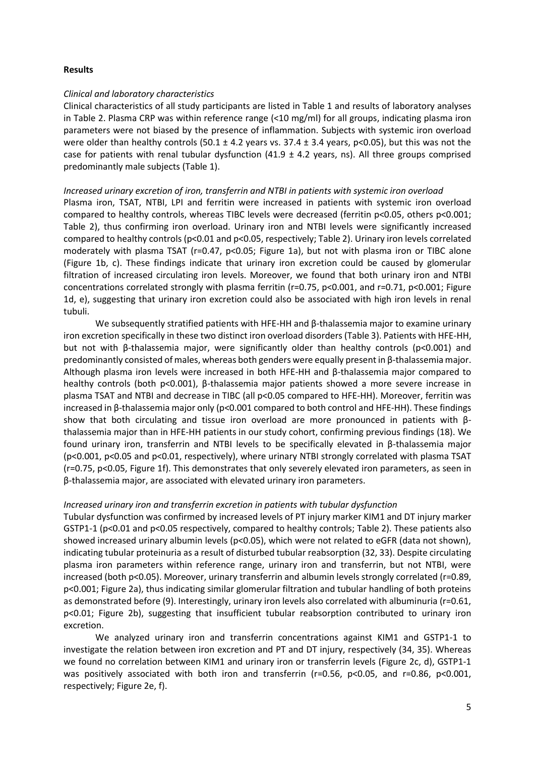**Results**

*Clinical and laboratory characteristics*

Clinical characteristics of all study participants are listed in Table 1 and results of laboratory analyses in Table 2. Plasma CRP was within reference range (<10 mg/ml) for all groups, indicating plasma iron parameters were not biased by the presence of inflammation. Subjects with systemic iron overload were older than healthy controls (50.1 ± 4.2 years vs. 37.4 ± 3.4 years, $p<0.05$), but this was not the case for patients with renal tubular dysfunction (41.9 ± 4.2 years, ns). All three groups comprised predominantly male subjects (Table 1).

*Increased urinary excretion of iron, transferrin and NTBI in patients with systemic iron overload*

Plasma iron, TSAT, NTBI, LPI and ferritin were increased in patients with systemic iron overload compared to healthy controls, whereas TIBC levels were decreased (ferritin $p<0.05$, others $p<0.001$; Table 2), thus confirming iron overload. Urinary iron and NTBI levels were significantly increased compared to healthy controls ($p<0.01$ and $p<0.05$, respectively; Table 2). Urinary iron levels correlated moderately with plasma TSAT ($r=0.47$, $p<0.05$; Figure 1a), but not with plasma iron or TIBC alone (Figure 1b, c). These findings indicate that urinary iron excretion could be caused by glomerular filtration of increased circulating iron levels. Moreover, we found that both urinary iron and NTBI concentrations correlated strongly with plasma ferritin ($r=0.75$, $p<0.001$, and $r=0.71$, $p<0.001$; Figure 1d, e), suggesting that urinary iron excretion could also be associated with high iron levels in renal tubuli.

We subsequently stratified patients with HFE-HH and β-thalassemia major to examine urinary iron excretion specifically in these two distinct iron overload disorders (Table 3). Patients with HFE-HH, but not with β-thalassemia major, were significantly older than healthy controls ($p<0.001$) and predominantly consisted of males, whereas both genders were equally present in β-thalassemia major. Although plasma iron levels were increased in both HFE-HH and β-thalassemia major compared to healthy controls (both $p<0.001$), β-thalassemia major patients showed a more severe increase in plasma TSAT and NTBI and decrease in TIBC (all $p<0.05$ compared to HFE-HH). Moreover, ferritin was increased in β-thalassemia major only ($p<0.001$ compared to both control and HFE-HH). These findings show that both circulating and tissue iron overload are more pronounced in patients with β-thalassemia major than in HFE-HH patients in our study cohort, confirming previous findings (18). We found urinary iron, transferrin and NTBI levels to be specifically elevated in β-thalassemia major ($p<0.001$, $p<0.05$ and $p<0.01$, respectively), where urinary NTBI strongly correlated with plasma TSAT ($r=0.75$, $p<0.05$, Figure 1f). This demonstrates that only severely elevated iron parameters, as seen in β-thalassemia major, are associated with elevated urinary iron parameters.

*Increased urinary iron and transferrin excretion in patients with tubular dysfunction*

Tubular dysfunction was confirmed by increased levels of PT injury marker KIM1 and DT injury marker GSTP1-1 ($p<0.01$ and $p<0.05$ respectively, compared to healthy controls; Table 2). These patients also showed increased urinary albumin levels ($p<0.05$), which were not related to eGFR (data not shown), indicating tubular proteinuria as a result of disturbed tubular reabsorption (32, 33). Despite circulating plasma iron parameters within reference range, urinary iron and transferrin, but not NTBI, were increased (both $p<0.05$). Moreover, urinary transferrin and albumin levels strongly correlated ($r=0.89$, $p<0.001$; Figure 2a), thus indicating similar glomerular filtration and tubular handling of both proteins as demonstrated before (9). Interestingly, urinary iron levels also correlated with albuminuria ($r=0.61$, $p<0.01$; Figure 2b), suggesting that insufficient tubular reabsorption contributed to urinary iron excretion.

We analyzed urinary iron and transferrin concentrations against KIM1 and GSTP1-1 to investigate the relation between iron excretion and PT and DT injury, respectively (34, 35). Whereas we found no correlation between KIM1 and urinary iron or transferrin levels (Figure 2c, d), GSTP1-1 was positively associated with both iron and transferrin ($r=0.56$, $p<0.05$, and $r=0.86$, $p<0.001$, respectively; Figure 2e, f).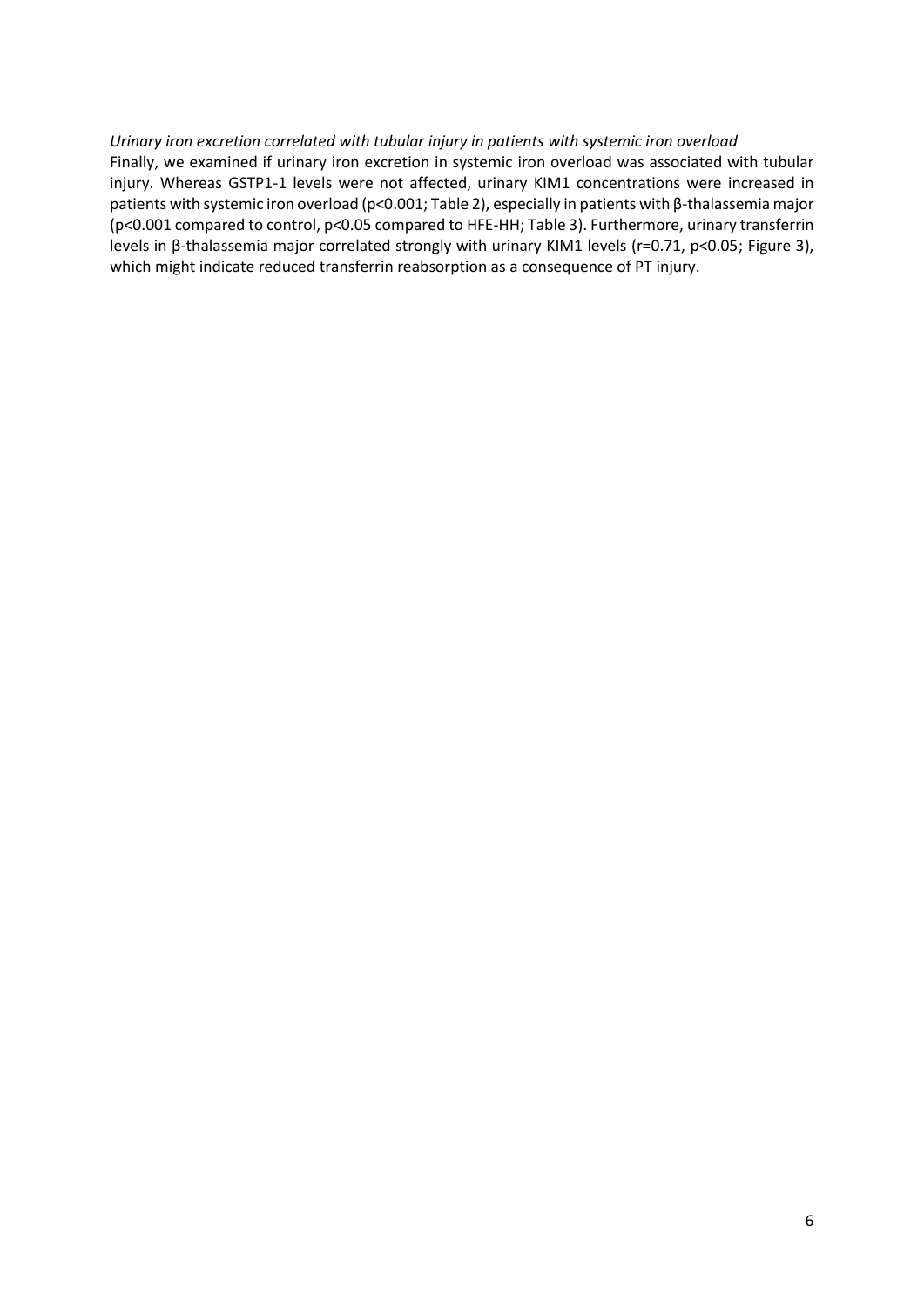*Urinary iron excretion correlated with tubular injury in patients with systemic iron overload*

Finally, we examined if urinary iron excretion in systemic iron overload was associated with tubular injury. Whereas GSTP1-1 levels were not affected, urinary KIM1 concentrations were increased in patients with systemic iron overload ($p<0.001$; Table 2), especially in patients with β-thalassemia major ($p<0.001$ compared to control, $p<0.05$ compared to HFE-HH; Table 3). Furthermore, urinary transferrin levels in β-thalassemia major correlated strongly with urinary KIM1 levels ($r=0.71$, $p<0.05$; Figure 3), which might indicate reduced transferrin reabsorption as a consequence of PT injury.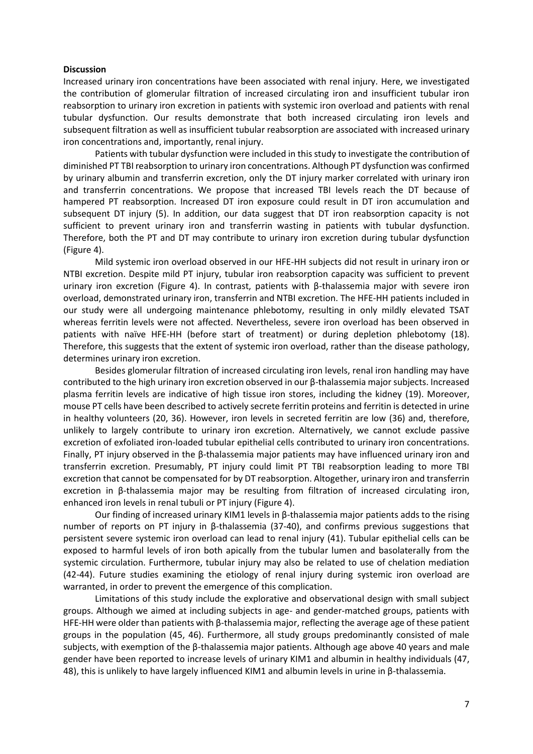**Discussion**

Increased urinary iron concentrations have been associated with renal injury. Here, we investigated the contribution of glomerular filtration of increased circulating iron and insufficient tubular iron reabsorption to urinary iron excretion in patients with systemic iron overload and patients with renal tubular dysfunction. Our results demonstrate that both increased circulating iron levels and subsequent filtration as well as insufficient tubular reabsorption are associated with increased urinary iron concentrations and, importantly, renal injury.

Patients with tubular dysfunction were included in this study to investigate the contribution of diminished PT TBI reabsorption to urinary iron concentrations. Although PT dysfunction was confirmed by urinary albumin and transferrin excretion, only the DT injury marker correlated with urinary iron and transferrin concentrations. We propose that increased TBI levels reach the DT because of hampered PT reabsorption. Increased DT iron exposure could result in DT iron accumulation and subsequent DT injury (5). In addition, our data suggest that DT iron reabsorption capacity is not sufficient to prevent urinary iron and transferrin wasting in patients with tubular dysfunction. Therefore, both the PT and DT may contribute to urinary iron excretion during tubular dysfunction (Figure 4).

Mild systemic iron overload observed in our HFE-HH subjects did not result in urinary iron or NTBI excretion. Despite mild PT injury, tubular iron reabsorption capacity was sufficient to prevent urinary iron excretion (Figure 4). In contrast, patients with β-thalassemia major with severe iron overload, demonstrated urinary iron, transferrin and NTBI excretion. The HFE-HH patients included in our study were all undergoing maintenance phlebotomy, resulting in only mildly elevated TSAT whereas ferritin levels were not affected. Nevertheless, severe iron overload has been observed in patients with naïve HFE-HH (before start of treatment) or during depletion phlebotomy (18). Therefore, this suggests that the extent of systemic iron overload, rather than the disease pathology, determines urinary iron excretion.

Besides glomerular filtration of increased circulating iron levels, renal iron handling may have contributed to the high urinary iron excretion observed in our β-thalassemia major subjects. Increased plasma ferritin levels are indicative of high tissue iron stores, including the kidney (19). Moreover, mouse PT cells have been described to actively secrete ferritin proteins and ferritin is detected in urine in healthy volunteers (20, 36). However, iron levels in secreted ferritin are low (36) and, therefore, unlikely to largely contribute to urinary iron excretion. Alternatively, we cannot exclude passive excretion of exfoliated iron-loaded tubular epithelial cells contributed to urinary iron concentrations. Finally, PT injury observed in the β-thalassemia major patients may have influenced urinary iron and transferrin excretion. Presumably, PT injury could limit PT TBI reabsorption leading to more TBI excretion that cannot be compensated for by DT reabsorption. Altogether, urinary iron and transferrin excretion in β-thalassemia major may be resulting from filtration of increased circulating iron, enhanced iron levels in renal tubuli or PT injury (Figure 4).

Our finding of increased urinary KIM1 levels in β-thalassemia major patients adds to the rising number of reports on PT injury in β-thalassemia (37-40), and confirms previous suggestions that persistent severe systemic iron overload can lead to renal injury (41). Tubular epithelial cells can be exposed to harmful levels of iron both apically from the tubular lumen and basolaterally from the systemic circulation. Furthermore, tubular injury may also be related to use of chelation mediation (42-44). Future studies examining the etiology of renal injury during systemic iron overload are warranted, in order to prevent the emergence of this complication.

Limitations of this study include the explorative and observational design with small subject groups. Although we aimed at including subjects in age- and gender-matched groups, patients with HFE-HH were older than patients with β-thalassemia major, reflecting the average age of these patient groups in the population (45, 46). Furthermore, all study groups predominantly consisted of male subjects, with exemption of the β-thalassemia major patients. Although age above 40 years and male gender have been reported to increase levels of urinary KIM1 and albumin in healthy individuals (47, 48), this is unlikely to have largely influenced KIM1 and albumin levels in urine in β-thalassemia.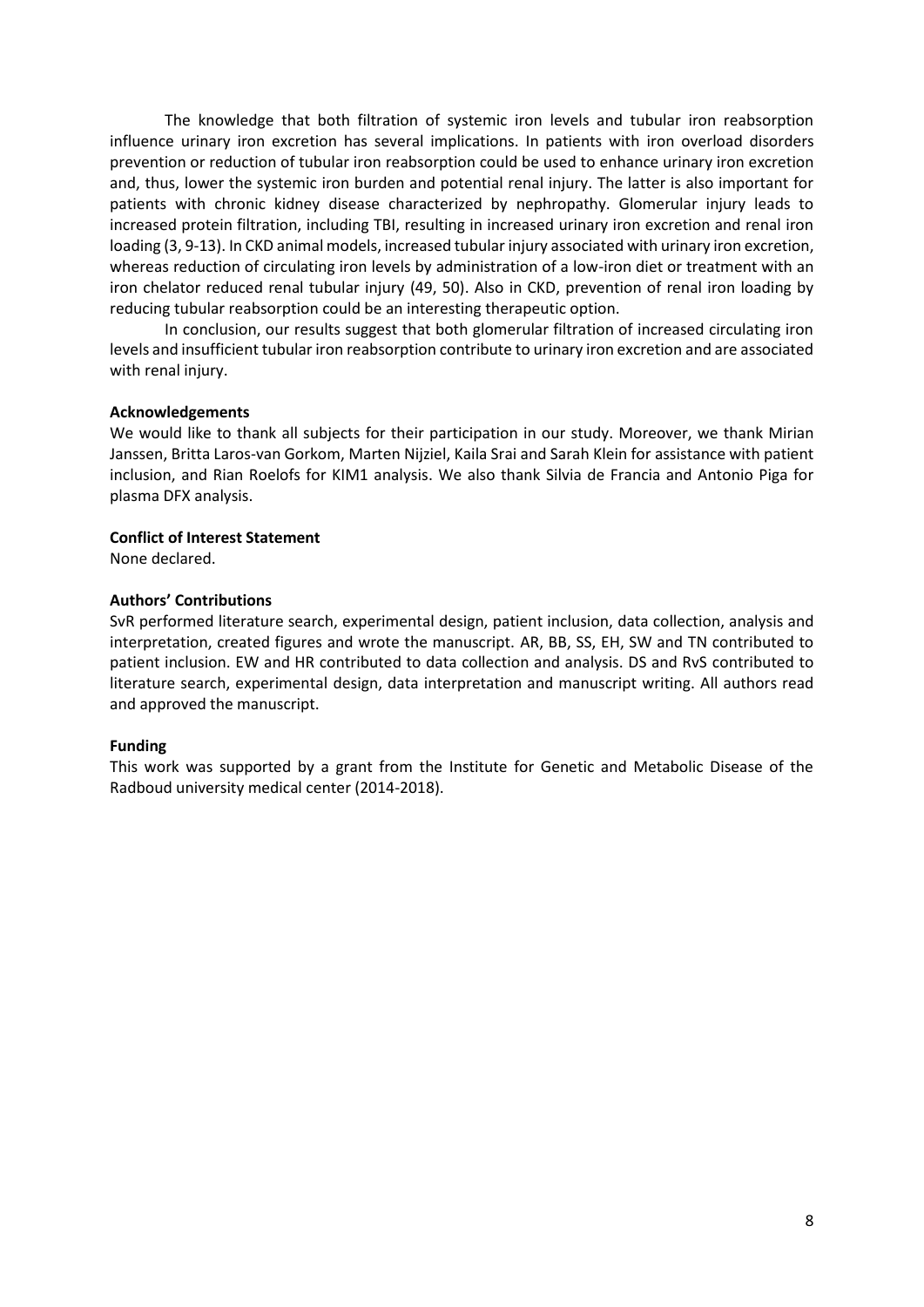The knowledge that both filtration of systemic iron levels and tubular iron reabsorption influence urinary iron excretion has several implications. In patients with iron overload disorders prevention or reduction of tubular iron reabsorption could be used to enhance urinary iron excretion and, thus, lower the systemic iron burden and potential renal injury. The latter is also important for patients with chronic kidney disease characterized by nephropathy. Glomerular injury leads to increased protein filtration, including TBI, resulting in increased urinary iron excretion and renal iron loading (3, 9-13). In CKD animal models, increased tubular injury associated with urinary iron excretion, whereas reduction of circulating iron levels by administration of a low-iron diet or treatment with an iron chelator reduced renal tubular injury (49, 50). Also in CKD, prevention of renal iron loading by reducing tubular reabsorption could be an interesting therapeutic option.

In conclusion, our results suggest that both glomerular filtration of increased circulating iron levels and insufficient tubular iron reabsorption contribute to urinary iron excretion and are associated with renal injury.

#### Acknowledgements

We would like to thank all subjects for their participation in our study. Moreover, we thank Mirian Janssen, Britta Laros-van Gorkom, Marten Nijziel, Kaila Srai and Sarah Klein for assistance with patient inclusion, and Rian Roelofs for KIM1 analysis. We also thank Silvia de Francia and Antonio Piga for plasma DFX analysis.

#### Conflict of Interest Statement

None declared.

#### Authors' Contributions

SvR performed literature search, experimental design, patient inclusion, data collection, analysis and interpretation, created figures and wrote the manuscript. AR, BB, SS, EH, SW and TN contributed to patient inclusion. EW and HR contributed to data collection and analysis. DS and RvS contributed to literature search, experimental design, data interpretation and manuscript writing. All authors read and approved the manuscript.

#### Funding

This work was supported by a grant from the Institute for Genetic and Metabolic Disease of the Radboud university medical center (2014-2018).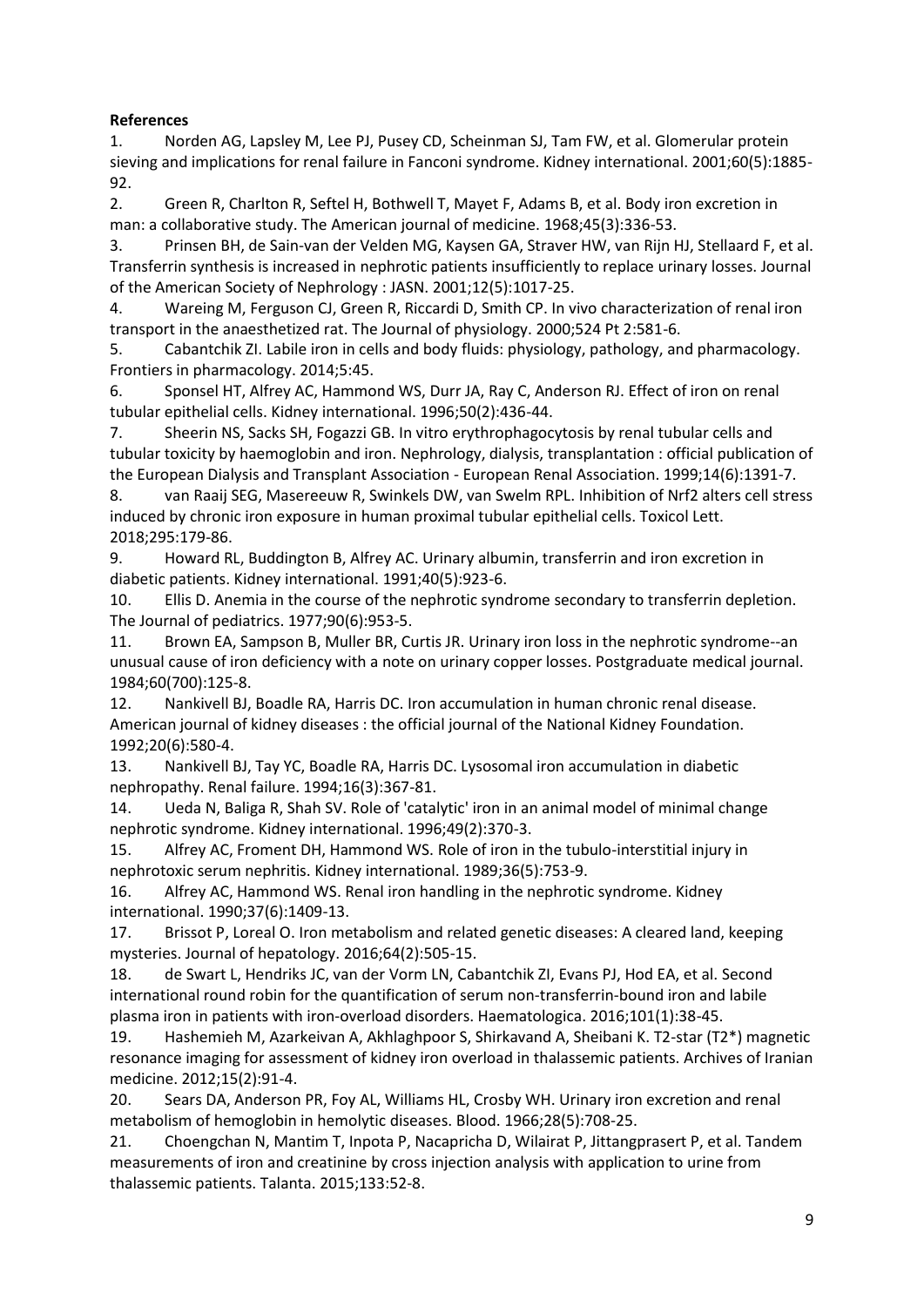**References**

1. Norden AG, Lapsley M, Lee PJ, Pusey CD, Scheinman SJ, Tam FW, et al. Glomerular protein sieving and implications for renal failure in Fanconi syndrome. Kidney international. 2001;60(5):1885-92.
2. Green R, Charlton R, Seftel H, Bothwell T, Mayet F, Adams B, et al. Body iron excretion in man: a collaborative study. The American journal of medicine. 1968;45(3):336-53.
3. Prinsen BH, de Sain-van der Velden MG, Kaysen GA, Straver HW, van Rijn HJ, Stellaard F, et al. Transferrin synthesis is increased in nephrotic patients insufficiently to replace urinary losses. Journal of the American Society of Nephrology : JASN. 2001;12(5):1017-25.
4. Wareing M, Ferguson CJ, Green R, Riccardi D, Smith CP. In vivo characterization of renal iron transport in the anaesthetized rat. The Journal of physiology. 2000;524 Pt 2:581-6.
5. Cabantchik ZI. Labile iron in cells and body fluids: physiology, pathology, and pharmacology. Frontiers in pharmacology. 2014;5:45.
6. Sponsel HT, Alfrey AC, Hammond WS, Durr JA, Ray C, Anderson RJ. Effect of iron on renal tubular epithelial cells. Kidney international. 1996;50(2):436-44.
7. Sheerin NS, Sacks SH, Fogazzi GB. In vitro erythrophagocytosis by renal tubular cells and tubular toxicity by haemoglobin and iron. Nephrology, dialysis, transplantation : official publication of the European Dialysis and Transplant Association - European Renal Association. 1999;14(6):1391-7.
8. van Raaij SEG, Masereeuw R, Swinkels DW, van Swelm RPL. Inhibition of Nrf2 alters cell stress induced by chronic iron exposure in human proximal tubular epithelial cells. Toxicol Lett. 2018;295:179-86.
9. Howard RL, Buddington B, Alfrey AC. Urinary albumin, transferrin and iron excretion in diabetic patients. Kidney international. 1991;40(5):923-6.
10. Ellis D. Anemia in the course of the nephrotic syndrome secondary to transferrin depletion. The Journal of pediatrics. 1977;90(6):953-5.
11. Brown EA, Sampson B, Muller BR, Curtis JR. Urinary iron loss in the nephrotic syndrome--an unusual cause of iron deficiency with a note on urinary copper losses. Postgraduate medical journal. 1984;60(700):125-8.
12. Nankivell BJ, Boadle RA, Harris DC. Iron accumulation in human chronic renal disease. American journal of kidney diseases : the official journal of the National Kidney Foundation. 1992;20(6):580-4.
13. Nankivell BJ, Tay YC, Boadle RA, Harris DC. Lysosomal iron accumulation in diabetic nephropathy. Renal failure. 1994;16(3):367-81.
14. Ueda N, Baliga R, Shah SV. Role of 'catalytic' iron in an animal model of minimal change nephrotic syndrome. Kidney international. 1996;49(2):370-3.
15. Alfrey AC, Froment DH, Hammond WS. Role of iron in the tubulo-interstitial injury in nephrotoxic serum nephritis. Kidney international. 1989;36(5):753-9.
16. Alfrey AC, Hammond WS. Renal iron handling in the nephrotic syndrome. Kidney international. 1990;37(6):1409-13.
17. Brissot P, Loreal O. Iron metabolism and related genetic diseases: A cleared land, keeping mysteries. Journal of hepatology. 2016;64(2):505-15.
18. de Swart L, Hendriks JC, van der Vorm LN, Cabantchik ZI, Evans PJ, Hod EA, et al. Second international round robin for the quantification of serum non-transferrin-bound iron and labile plasma iron in patients with iron-overload disorders. Haematologica. 2016;101(1):38-45.
19. Hashemieh M, Azarkeivan A, Akhlaghpoor S, Shirkavand A, Sheibani K. T2-star (T2*) magnetic resonance imaging for assessment of kidney iron overload in thalassemic patients. Archives of Iranian medicine. 2012;15(2):91-4.
20. Sears DA, Anderson PR, Foy AL, Williams HL, Crosby WH. Urinary iron excretion and renal metabolism of hemoglobin in hemolytic diseases. Blood. 1966;28(5):708-25.
21. Choengchan N, Mantim T, Inpota P, Nacapricha D, Wilairat P, Jittangprasert P, et al. Tandem measurements of iron and creatinine by cross injection analysis with application to urine from thalassemic patients. Talanta. 2015;133:52-8.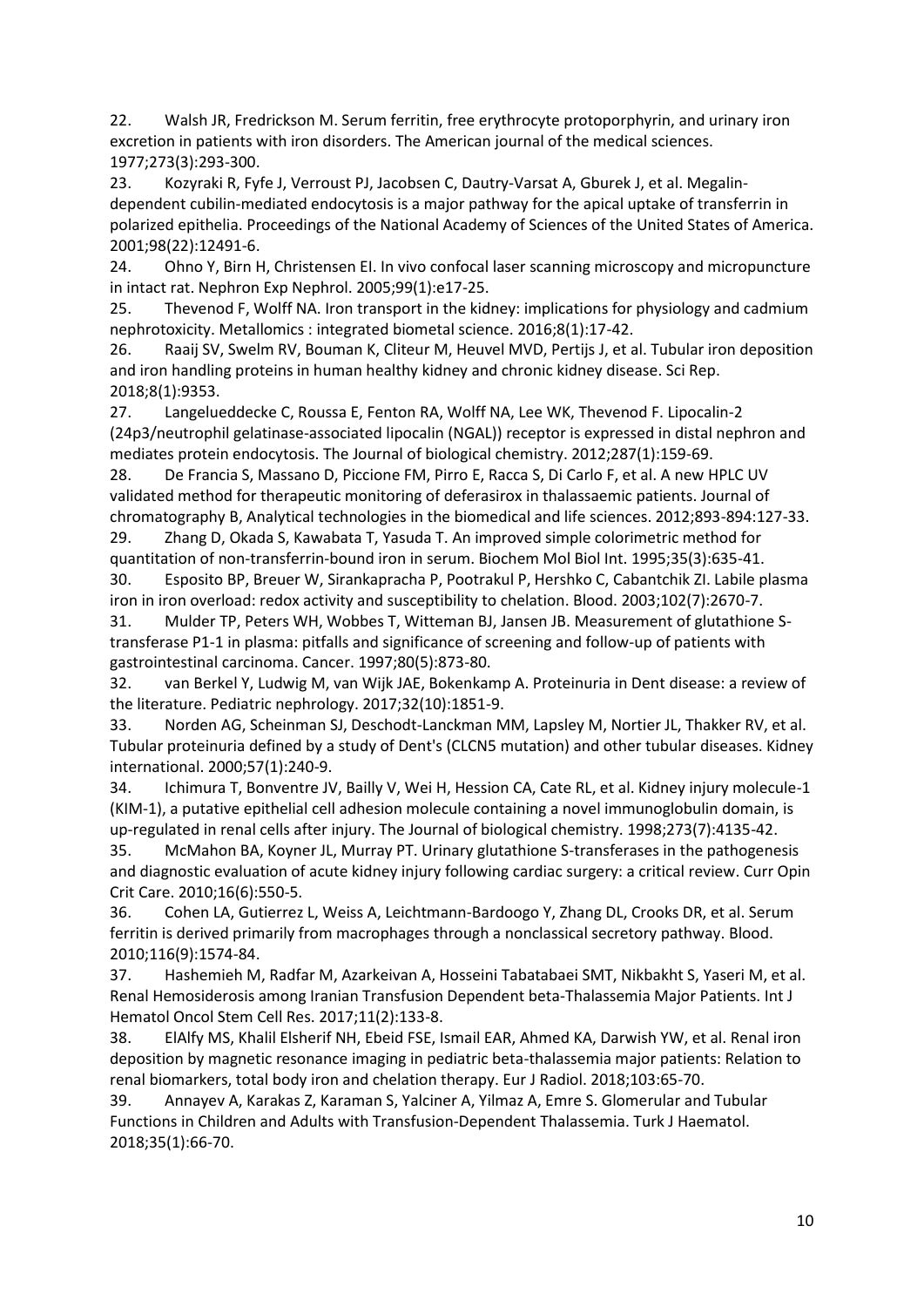22. Walsh JR, Fredrickson M. Serum ferritin, free erythrocyte protoporphyrin, and urinary iron excretion in patients with iron disorders. The American journal of the medical sciences. 1977;273(3):293-300.

23. Kozyraki R, Fyfe J, Verroust PJ, Jacobsen C, Dautry-Varsat A, Gburek J, et al. Megalin-dependent cubilin-mediated endocytosis is a major pathway for the apical uptake of transferrin in polarized epithelia. Proceedings of the National Academy of Sciences of the United States of America. 2001;98(22):12491-6.

24. Ohno Y, Birn H, Christensen EI. In vivo confocal laser scanning microscopy and micropuncture in intact rat. Nephron Exp Nephrol. 2005;99(1):e17-25.

25. Thevenod F, Wolff NA. Iron transport in the kidney: implications for physiology and cadmium nephrotoxicity. Metallomics : integrated biometal science. 2016;8(1):17-42.

26. Raaij SV, Swelm RV, Bouman K, Cliteur M, Heuvel MVD, Pertijs J, et al. Tubular iron deposition and iron handling proteins in human healthy kidney and chronic kidney disease. Sci Rep. 2018;8(1):9353.

27. Langelueddecke C, Roussa E, Fenton RA, Wolff NA, Lee WK, Thevenod F. Lipocalin-2 (24p3/neutrophil gelatinase-associated lipocalin (NGAL)) receptor is expressed in distal nephron and mediates protein endocytosis. The Journal of biological chemistry. 2012;287(1):159-69.

28. De Francia S, Massano D, Piccione FM, Pirro E, Racca S, Di Carlo F, et al. A new HPLC UV validated method for therapeutic monitoring of deferasirox in thalassaemic patients. Journal of chromatography B, Analytical technologies in the biomedical and life sciences. 2012;893-894:127-33.

29. Zhang D, Okada S, Kawabata T, Yasuda T. An improved simple colorimetric method for quantitation of non-transferrin-bound iron in serum. Biochem Mol Biol Int. 1995;35(3):635-41.

30. Esposito BP, Breuer W, Sirankapracha P, Pootrakul P, Hershko C, Cabantchik ZI. Labile plasma iron in iron overload: redox activity and susceptibility to chelation. Blood. 2003;102(7):2670-7.

31. Mulder TP, Peters WH, Wobbes T, Witteman BJ, Jansen JB. Measurement of glutathione S-transferase P1-1 in plasma: pitfalls and significance of screening and follow-up of patients with gastrointestinal carcinoma. Cancer. 1997;80(5):873-80.

32. van Berkel Y, Ludwig M, van Wijk JAE, Bokenkamp A. Proteinuria in Dent disease: a review of the literature. Pediatric nephrology. 2017;32(10):1851-9.

33. Norden AG, Scheinman SJ, Deschodt-Lanckman MM, Lapsley M, Nortier JL, Thakker RV, et al. Tubular proteinuria defined by a study of Dent's (CLCN5 mutation) and other tubular diseases. Kidney international. 2000;57(1):240-9.

34. Ichimura T, Bonventre JV, Bailly V, Wei H, Hession CA, Cate RL, et al. Kidney injury molecule-1 (KIM-1), a putative epithelial cell adhesion molecule containing a novel immunoglobulin domain, is up-regulated in renal cells after injury. The Journal of biological chemistry. 1998;273(7):4135-42.

35. McMahon BA, Koyner JL, Murray PT. Urinary glutathione S-transferases in the pathogenesis and diagnostic evaluation of acute kidney injury following cardiac surgery: a critical review. Curr Opin Crit Care. 2010;16(6):550-5.

36. Cohen LA, Gutierrez L, Weiss A, Leichtmann-Bardoogo Y, Zhang DL, Crooks DR, et al. Serum ferritin is derived primarily from macrophages through a nonclassical secretory pathway. Blood. 2010;116(9):1574-84.

37. Hashemieh M, Radfar M, Azarkeivan A, Hosseini Tabatabaei SMT, Nikbakht S, Yaseri M, et al. Renal Hemosiderosis among Iranian Transfusion Dependent beta-Thalassemia Major Patients. Int J Hematol Oncol Stem Cell Res. 2017;11(2):133-8.

38. ElAlfy MS, Khalil Elsherif NH, Ebeid FSE, Ismail EAR, Ahmed KA, Darwish YW, et al. Renal iron deposition by magnetic resonance imaging in pediatric beta-thalassemia major patients: Relation to renal biomarkers, total body iron and chelation therapy. Eur J Radiol. 2018;103:65-70.

39. Annayev A, Karakas Z, Karaman S, Yalciner A, Yilmaz A, Emre S. Glomerular and Tubular Functions in Children and Adults with Transfusion-Dependent Thalassemia. Turk J Haematol. 2018;35(1):66-70.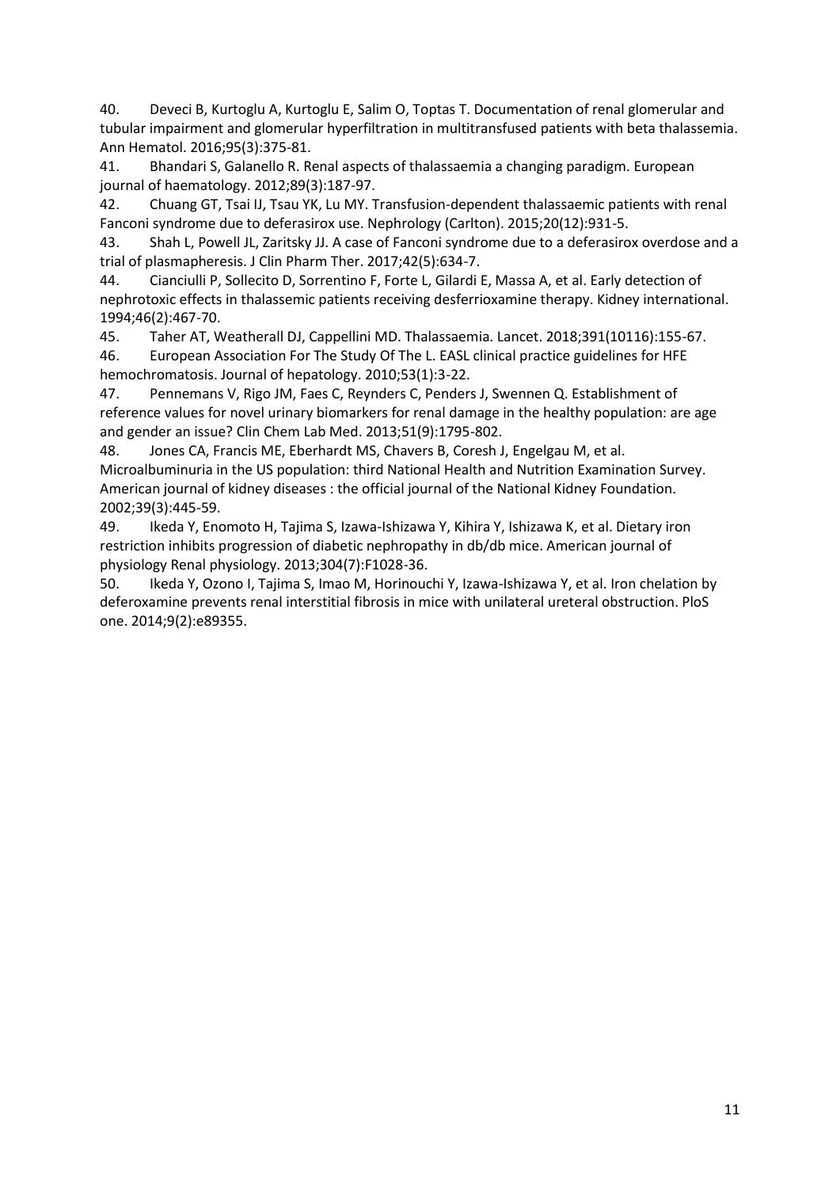40. Deveci B, Kurtoglu A, Kurtoglu E, Salim O, Toptas T. Documentation of renal glomerular and tubular impairment and glomerular hyperfiltration in multitransfused patients with beta thalassemia. Ann Hematol. 2016;95(3):375-81.

41. Bhandari S, Galanello R. Renal aspects of thalassaemia a changing paradigm. European journal of haematology. 2012;89(3):187-97.

42. Chuang GT, Tsai IJ, Tsau YK, Lu MY. Transfusion-dependent thalassaemic patients with renal Fanconi syndrome due to deferasirox use. Nephrology (Carlton). 2015;20(12):931-5.

43. Shah L, Powell JL, Zaritsky JJ. A case of Fanconi syndrome due to a deferasirox overdose and a trial of plasmapheresis. J Clin Pharm Ther. 2017;42(5):634-7.

44. Cianciulli P, Sollecito D, Sorrentino F, Forte L, Gilardi E, Massa A, et al. Early detection of nephrotoxic effects in thalassemic patients receiving desferrioxamine therapy. Kidney international. 1994;46(2):467-70.

45. Taher AT, Weatherall DJ, Cappellini MD. Thalassaemia. Lancet. 2018;391(10116):155-67.

46. European Association For The Study Of The L. EASL clinical practice guidelines for HFE hemochromatosis. Journal of hepatology. 2010;53(1):3-22.

47. Pennemans V, Rigo JM, Faes C, Reynders C, Penders J, Swennen Q. Establishment of reference values for novel urinary biomarkers for renal damage in the healthy population: are age and gender an issue? Clin Chem Lab Med. 2013;51(9):1795-802.

48. Jones CA, Francis ME, Eberhardt MS, Chavers B, Coresh J, Engelgau M, et al. Microalbuminuria in the US population: third National Health and Nutrition Examination Survey. American journal of kidney diseases : the official journal of the National Kidney Foundation. 2002;39(3):445-59.

49. Ikeda Y, Enomoto H, Tajima S, Izawa-Ishizawa Y, Kihira Y, Ishizawa K, et al. Dietary iron restriction inhibits progression of diabetic nephropathy in db/db mice. American journal of physiology Renal physiology. 2013;304(7):F1028-36.

50. Ikeda Y, Ozono I, Tajima S, Imao M, Horinouchi Y, Izawa-Ishizawa Y, et al. Iron chelation by deferoxamine prevents renal interstitial fibrosis in mice with unilateral ureteral obstruction. PloS one. 2014;9(2):e89355.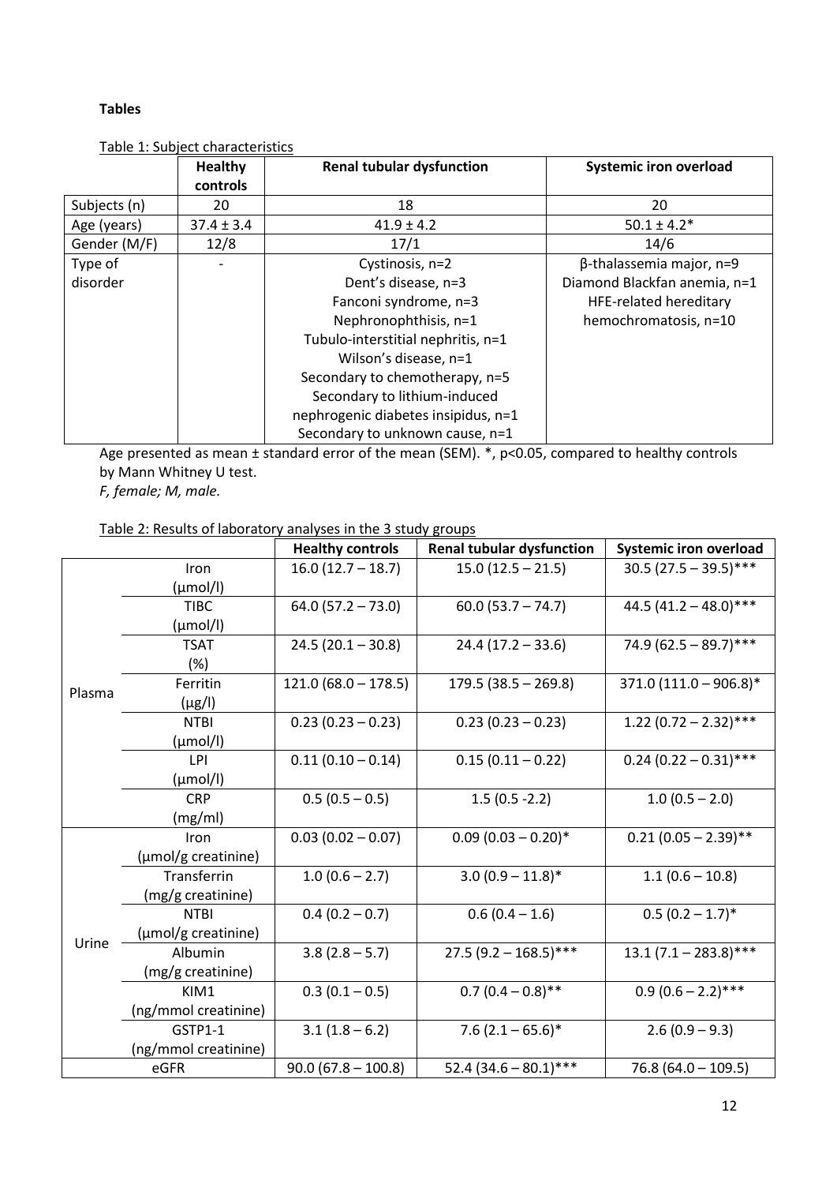**Tables**

Table 1: Subject characteristics

| | Healthy controls | Renal tubular dysfunction | Systemic iron overload |
|---|---|---|---|
| Subjects (n) | 20 | 18 | 20 |
| Age (years) | 37.4 ± 3.4 | 41.9 ± 4.2 | 50.1 ± 4.2* |
| Gender (M/F) | 12/8 | 17/1 | 14/6 |
| Type of disorder | - | Cystinosis, n=2<br>Dent's disease, n=3<br>Fanconi syndrome, n=3<br>Nephronophthisis, n=1<br>Tubulo-interstitial nephritis, n=1<br>Wilson's disease, n=1<br>Secondary to chemotherapy, n=5<br>Secondary to lithium-induced nephrogenic diabetes insipidus, n=1<br>Secondary to unknown cause, n=1 | β-thalassemia major, n=9<br>Diamond Blackfan anemia, n=1<br>HFE-related hereditary hemochromatosis, n=10 |

Age presented as mean ± standard error of the mean (SEM). *, p<0.05, compared to healthy controls by Mann Whitney U test.
*F, female; M, male.*

Table 2: Results of laboratory analyses in the 3 study groups

| | | Healthy controls | Renal tubular dysfunction | Systemic iron overload |
|---|---|---|---|---|
| Plasma | Iron (µmol/l) | 16.0 (12.7 – 18.7) | 15.0 (12.5 – 21.5) | 30.5 (27.5 – 39.5)*** |
| | TIBC (µmol/l) | 64.0 (57.2 – 73.0) | 60.0 (53.7 – 74.7) | 44.5 (41.2 – 48.0)*** |
| | TSAT (%) | 24.5 (20.1 – 30.8) | 24.4 (17.2 – 33.6) | 74.9 (62.5 – 89.7)*** |
| | Ferritin (µg/l) | 121.0 (68.0 – 178.5) | 179.5 (38.5 – 269.8) | 371.0 (111.0 – 906.8)* |
| | NTBI (µmol/l) | 0.23 (0.23 – 0.23) | 0.23 (0.23 – 0.23) | 1.22 (0.72 – 2.32)*** |
| | LPI (µmol/l) | 0.11 (0.10 – 0.14) | 0.15 (0.11 – 0.22) | 0.24 (0.22 – 0.31)*** |
| | CRP (mg/ml) | 0.5 (0.5 – 0.5) | 1.5 (0.5 -2.2) | 1.0 (0.5 – 2.0) |
| Urine | Iron (µmol/g creatinine) | 0.03 (0.02 – 0.07) | 0.09 (0.03 – 0.20)* | 0.21 (0.05 – 2.39)** |
| | Transferrin (mg/g creatinine) | 1.0 (0.6 – 2.7) | 3.0 (0.9 – 11.8)* | 1.1 (0.6 – 10.8) |
| | NTBI (µmol/g creatinine) | 0.4 (0.2 – 0.7) | 0.6 (0.4 – 1.6) | 0.5 (0.2 – 1.7)* |
| | Albumin (mg/g creatinine) | 3.8 (2.8 – 5.7) | 27.5 (9.2 – 168.5)*** | 13.1 (7.1 – 283.8)*** |
| | KIM1 (ng/mmol creatinine) | 0.3 (0.1 – 0.5) | 0.7 (0.4 – 0.8)** | 0.9 (0.6 – 2.2)*** |
| | GSTP1-1 (ng/mmol creatinine) | 3.1 (1.8 – 6.2) | 7.6 (2.1 – 65.6)* | 2.6 (0.9 – 9.3) |
| eGFR | | 90.0 (67.8 – 100.8) | 52.4 (34.6 – 80.1)*** | 76.8 (64.0 – 109.5) |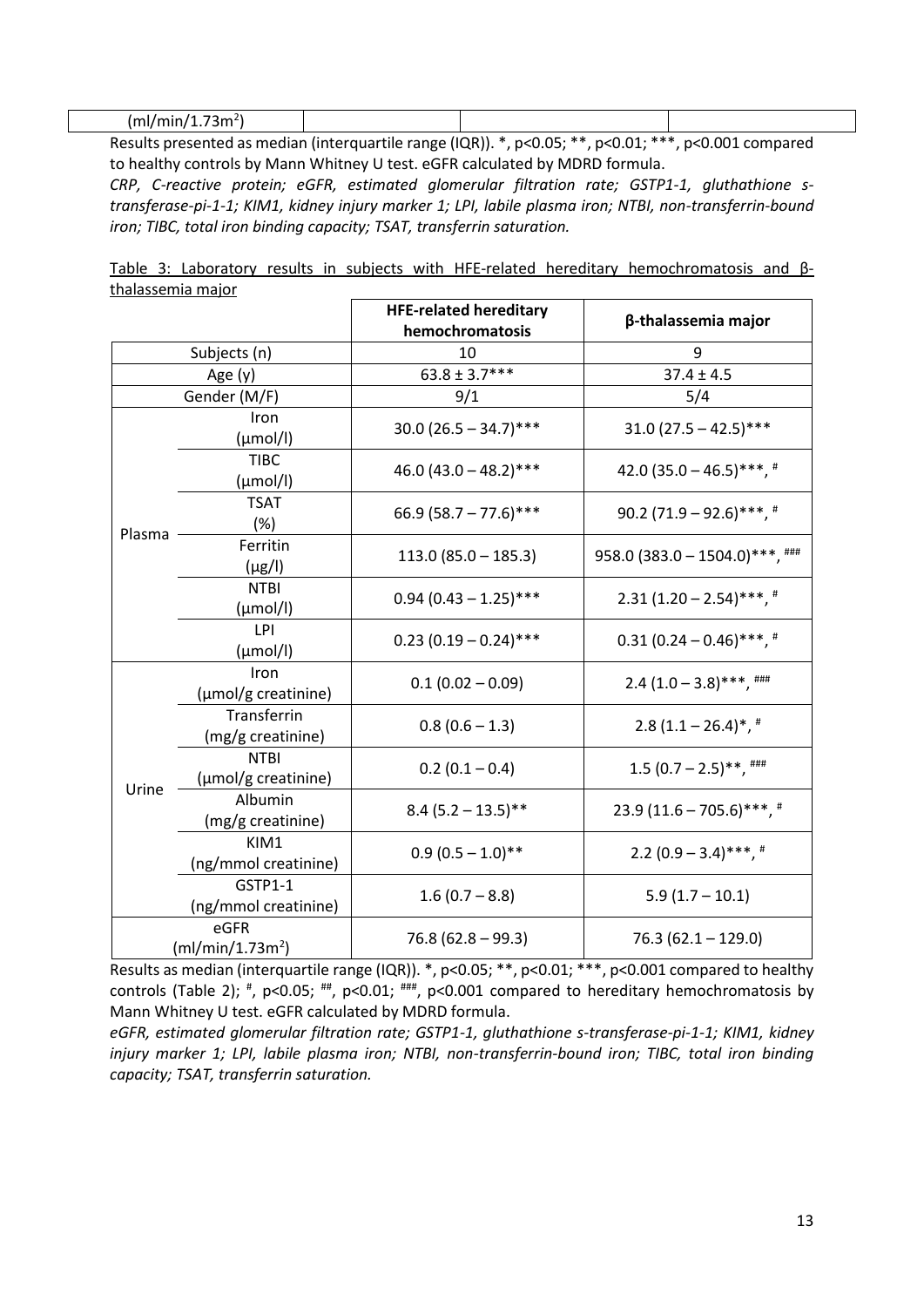| (ml/min/1.73m²) | | | |
|---|---|---|---|

Results presented as median (interquartile range (IQR)). *, p<0.05; **, p<0.01; ***, p<0.001 compared to healthy controls by Mann Whitney U test. eGFR calculated by MDRD formula.

*CRP, C-reactive protein; eGFR, estimated glomerular filtration rate; GSTP1-1, gluthathione s-transferase-pi-1-1; KIM1, kidney injury marker 1; LPI, labile plasma iron; NTBI, non-transferrin-bound iron; TIBC, total iron binding capacity; TSAT, transferrin saturation.*

<u>Table 3: Laboratory results in subjects with HFE-related hereditary hemochromatosis and β-thalassemia major</u>

| | | HFE-related hereditary hemochromatosis | β-thalassemia major |
|---|---|---|---|
| Subjects (n) | | 10 | 9 |
| Age (y) | | 63.8 ± 3.7*** | 37.4 ± 4.5 |
| Gender (M/F) | | 9/1 | 5/4 |
| Plasma | Iron (µmol/l) | 30.0 (26.5 – 34.7)*** | 31.0 (27.5 – 42.5)*** |
| | TIBC (µmol/l) | 46.0 (43.0 – 48.2)*** | 42.0 (35.0 – 46.5)***, # |
| | TSAT (%) | 66.9 (58.7 – 77.6)*** | 90.2 (71.9 – 92.6)***, # |
| | Ferritin (µg/l) | 113.0 (85.0 – 185.3) | 958.0 (383.0 – 1504.0)***, ### |
| | NTBI (µmol/l) | 0.94 (0.43 – 1.25)*** | 2.31 (1.20 – 2.54)***, # |
| | LPI (µmol/l) | 0.23 (0.19 – 0.24)*** | 0.31 (0.24 – 0.46)***, # |
| Urine | Iron (µmol/g creatinine) | 0.1 (0.02 – 0.09) | 2.4 (1.0 – 3.8)***, ### |
| | Transferrin (mg/g creatinine) | 0.8 (0.6 – 1.3) | 2.8 (1.1 – 26.4)*, # |
| | NTBI (µmol/g creatinine) | 0.2 (0.1 – 0.4) | 1.5 (0.7 – 2.5)**, ### |
| | Albumin (mg/g creatinine) | 8.4 (5.2 – 13.5)** | 23.9 (11.6 – 705.6)***, # |
| | KIM1 (ng/mmol creatinine) | 0.9 (0.5 – 1.0)** | 2.2 (0.9 – 3.4)***, # |
| | GSTP1-1 (ng/mmol creatinine) | 1.6 (0.7 – 8.8) | 5.9 (1.7 – 10.1) |
| eGFR (ml/min/1.73m²) | | 76.8 (62.8 – 99.3) | 76.3 (62.1 – 129.0) |

Results as median (interquartile range (IQR)). *, p<0.05; **, p<0.01; ***, p<0.001 compared to healthy controls (Table 2); #, p<0.05; ##, p<0.01; ###, p<0.001 compared to hereditary hemochromatosis by Mann Whitney U test. eGFR calculated by MDRD formula.

*eGFR, estimated glomerular filtration rate; GSTP1-1, gluthathione s-transferase-pi-1-1; KIM1, kidney injury marker 1; LPI, labile plasma iron; NTBI, non-transferrin-bound iron; TIBC, total iron binding capacity; TSAT, transferrin saturation.*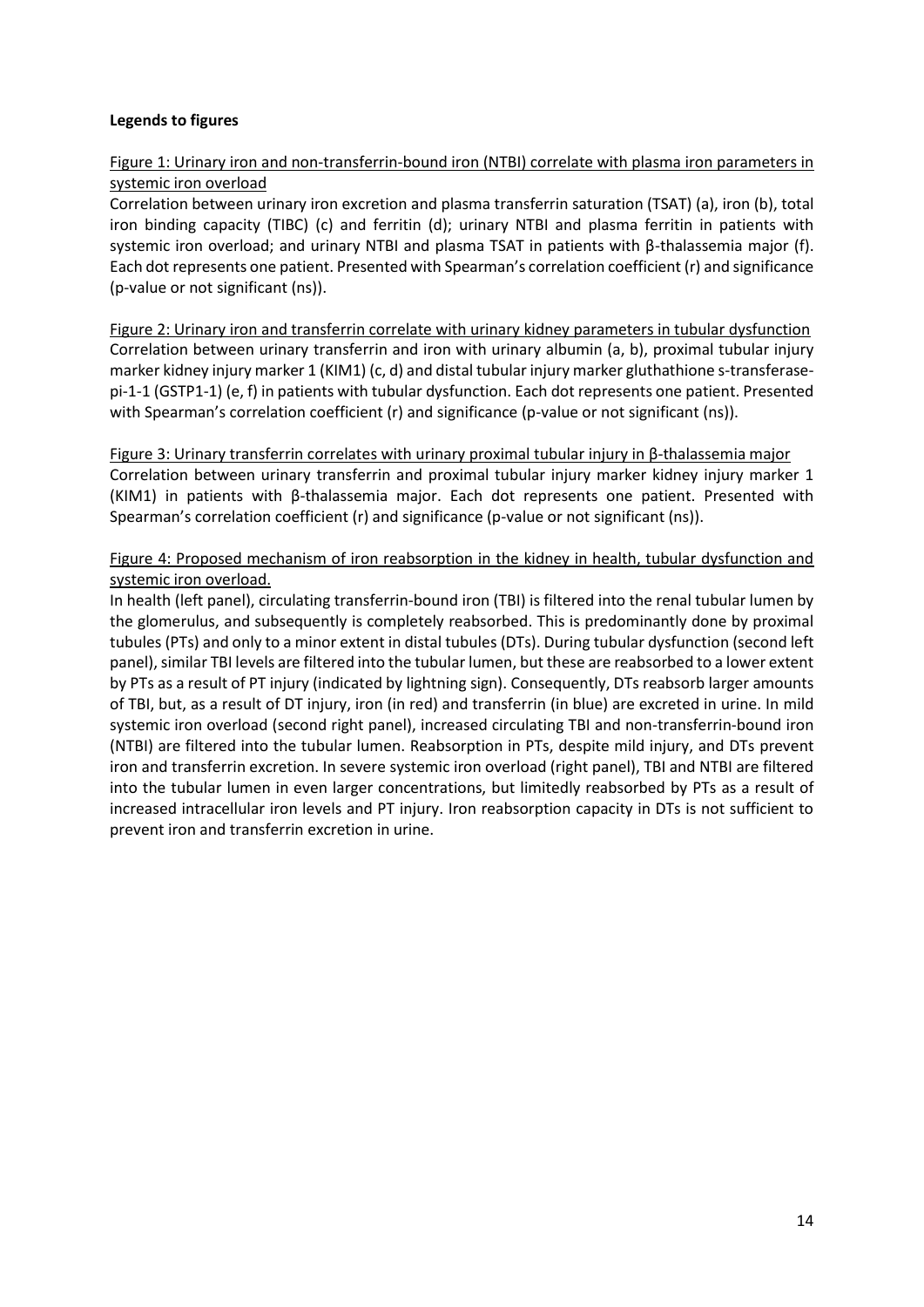**Legends to figures**

Figure 1: Urinary iron and non-transferrin-bound iron (NTBI) correlate with plasma iron parameters in systemic iron overload

Correlation between urinary iron excretion and plasma transferrin saturation (TSAT) (a), iron (b), total iron binding capacity (TIBC) (c) and ferritin (d); urinary NTBI and plasma ferritin in patients with systemic iron overload; and urinary NTBI and plasma TSAT in patients with β-thalassemia major (f). Each dot represents one patient. Presented with Spearman's correlation coefficient (r) and significance (p-value or not significant (ns)).

Figure 2: Urinary iron and transferrin correlate with urinary kidney parameters in tubular dysfunction

Correlation between urinary transferrin and iron with urinary albumin (a, b), proximal tubular injury marker kidney injury marker 1 (KIM1) (c, d) and distal tubular injury marker gluthathione s-transferase-pi-1-1 (GSTP1-1) (e, f) in patients with tubular dysfunction. Each dot represents one patient. Presented with Spearman's correlation coefficient (r) and significance (p-value or not significant (ns)).

Figure 3: Urinary transferrin correlates with urinary proximal tubular injury in β-thalassemia major

Correlation between urinary transferrin and proximal tubular injury marker kidney injury marker 1 (KIM1) in patients with β-thalassemia major. Each dot represents one patient. Presented with Spearman's correlation coefficient (r) and significance (p-value or not significant (ns)).

Figure 4: Proposed mechanism of iron reabsorption in the kidney in health, tubular dysfunction and systemic iron overload.

In health (left panel), circulating transferrin-bound iron (TBI) is filtered into the renal tubular lumen by the glomerulus, and subsequently is completely reabsorbed. This is predominantly done by proximal tubules (PTs) and only to a minor extent in distal tubules (DTs). During tubular dysfunction (second left panel), similar TBI levels are filtered into the tubular lumen, but these are reabsorbed to a lower extent by PTs as a result of PT injury (indicated by lightning sign). Consequently, DTs reabsorb larger amounts of TBI, but, as a result of DT injury, iron (in red) and transferrin (in blue) are excreted in urine. In mild systemic iron overload (second right panel), increased circulating TBI and non-transferrin-bound iron (NTBI) are filtered into the tubular lumen. Reabsorption in PTs, despite mild injury, and DTs prevent iron and transferrin excretion. In severe systemic iron overload (right panel), TBI and NTBI are filtered into the tubular lumen in even larger concentrations, but limitedly reabsorbed by PTs as a result of increased intracellular iron levels and PT injury. Iron reabsorption capacity in DTs is not sufficient to prevent iron and transferrin excretion in urine.